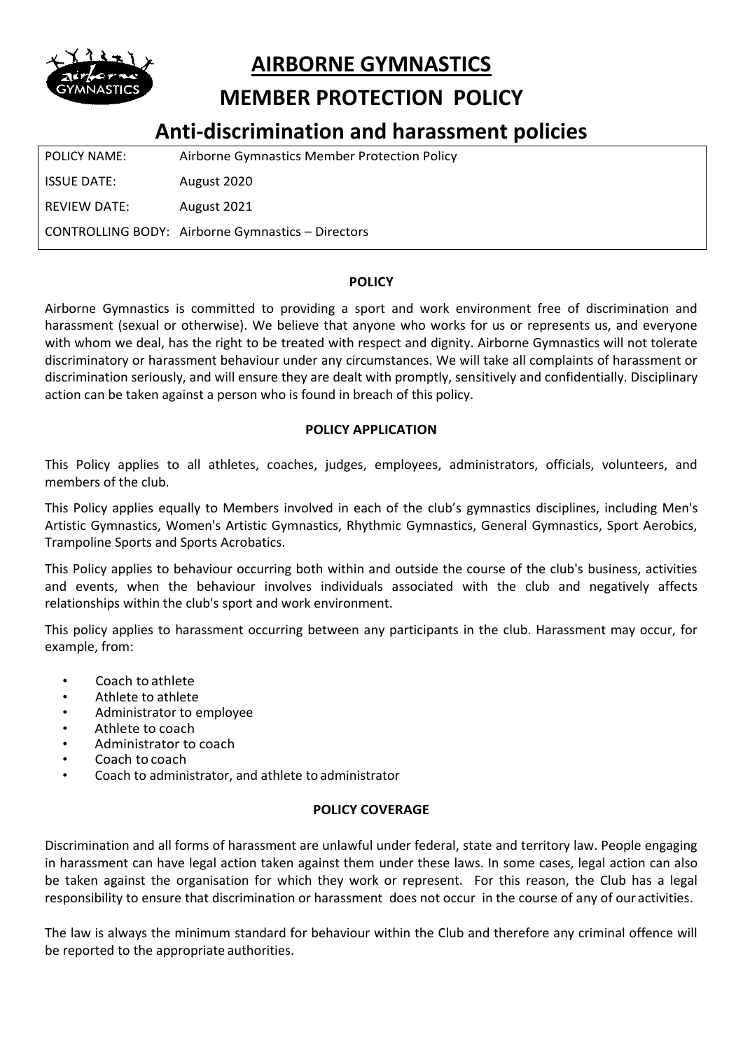# AIRBORNE GYMNASTICS

## MEMBER PROTECTION POLICY

## Anti-discrimination and harassment policies

| | |
|---|---|
| POLICY NAME: | Airborne Gymnastics Member Protection Policy |
| ISSUE DATE: | August 2020 |
| REVIEW DATE: | August 2021 |
| CONTROLLING BODY: | Airborne Gymnastics – Directors |

### POLICY

Airborne Gymnastics is committed to providing a sport and work environment free of discrimination and harassment (sexual or otherwise). We believe that anyone who works for us or represents us, and everyone with whom we deal, has the right to be treated with respect and dignity. Airborne Gymnastics will not tolerate discriminatory or harassment behaviour under any circumstances. We will take all complaints of harassment or discrimination seriously, and will ensure they are dealt with promptly, sensitively and confidentially. Disciplinary action can be taken against a person who is found in breach of this policy.

### POLICY APPLICATION

This Policy applies to all athletes, coaches, judges, employees, administrators, officials, volunteers, and members of the club.

This Policy applies equally to Members involved in each of the club's gymnastics disciplines, including Men's Artistic Gymnastics, Women's Artistic Gymnastics, Rhythmic Gymnastics, General Gymnastics, Sport Aerobics, Trampoline Sports and Sports Acrobatics.

This Policy applies to behaviour occurring both within and outside the course of the club's business, activities and events, when the behaviour involves individuals associated with the club and negatively affects relationships within the club's sport and work environment.

This policy applies to harassment occurring between any participants in the club. Harassment may occur, for example, from:

- Coach to athlete
- Athlete to athlete
- Administrator to employee
- Athlete to coach
- Administrator to coach
- Coach to coach
- Coach to administrator, and athlete to administrator

### POLICY COVERAGE

Discrimination and all forms of harassment are unlawful under federal, state and territory law. People engaging in harassment can have legal action taken against them under these laws. In some cases, legal action can also be taken against the organisation for which they work or represent. For this reason, the Club has a legal responsibility to ensure that discrimination or harassment does not occur in the course of any of our activities.

The law is always the minimum standard for behaviour within the Club and therefore any criminal offence will be reported to the appropriate authorities.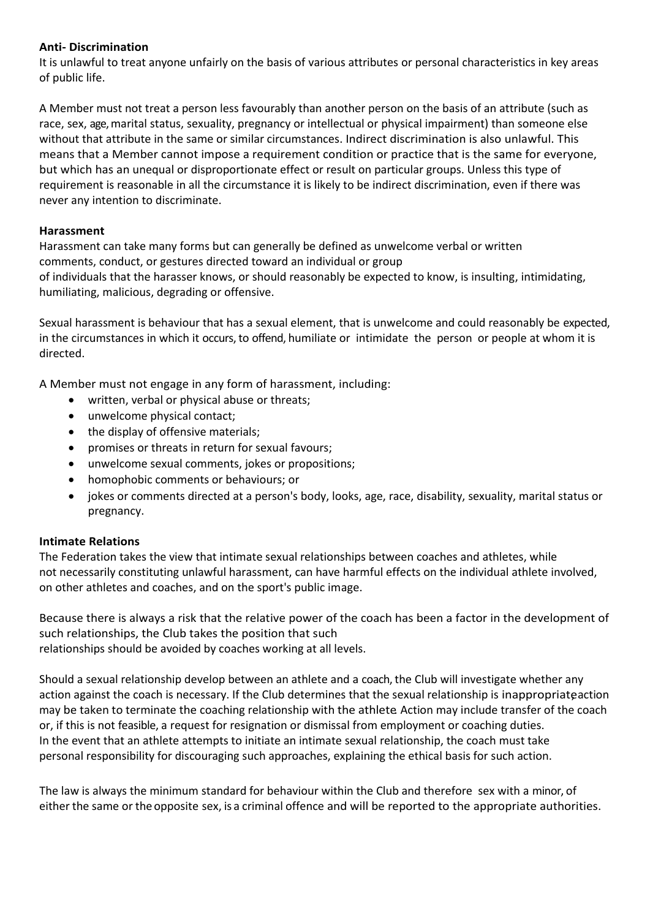**Anti- Discrimination**

It is unlawful to treat anyone unfairly on the basis of various attributes or personal characteristics in key areas of public life.

A Member must not treat a person less favourably than another person on the basis of an attribute (such as race, sex, age, marital status, sexuality, pregnancy or intellectual or physical impairment) than someone else without that attribute in the same or similar circumstances. Indirect discrimination is also unlawful. This means that a Member cannot impose a requirement condition or practice that is the same for everyone, but which has an unequal or disproportionate effect or result on particular groups. Unless this type of requirement is reasonable in all the circumstance it is likely to be indirect discrimination, even if there was never any intention to discriminate.

**Harassment**

Harassment can take many forms but can generally be defined as unwelcome verbal or written comments, conduct, or gestures directed toward an individual or group of individuals that the harasser knows, or should reasonably be expected to know, is insulting, intimidating, humiliating, malicious, degrading or offensive.

Sexual harassment is behaviour that has a sexual element, that is unwelcome and could reasonably be expected, in the circumstances in which it occurs, to offend, humiliate or intimidate the person or people at whom it is directed.

A Member must not engage in any form of harassment, including:

- written, verbal or physical abuse or threats;
- unwelcome physical contact;
- the display of offensive materials;
- promises or threats in return for sexual favours;
- unwelcome sexual comments, jokes or propositions;
- homophobic comments or behaviours; or
- jokes or comments directed at a person's body, looks, age, race, disability, sexuality, marital status or pregnancy.

**Intimate Relations**

The Federation takes the view that intimate sexual relationships between coaches and athletes, while not necessarily constituting unlawful harassment, can have harmful effects on the individual athlete involved, on other athletes and coaches, and on the sport's public image.

Because there is always a risk that the relative power of the coach has been a factor in the development of such relationships, the Club takes the position that such relationships should be avoided by coaches working at all levels.

Should a sexual relationship develop between an athlete and a coach, the Club will investigate whether any action against the coach is necessary. If the Club determines that the sexual relationship is inappropriate, action may be taken to terminate the coaching relationship with the athlete. Action may include transfer of the coach or, if this is not feasible, a request for resignation or dismissal from employment or coaching duties.
In the event that an athlete attempts to initiate an intimate sexual relationship, the coach must take personal responsibility for discouraging such approaches, explaining the ethical basis for such action.

The law is always the minimum standard for behaviour within the Club and therefore sex with a minor, of either the same or the opposite sex, is a criminal offence and will be reported to the appropriate authorities.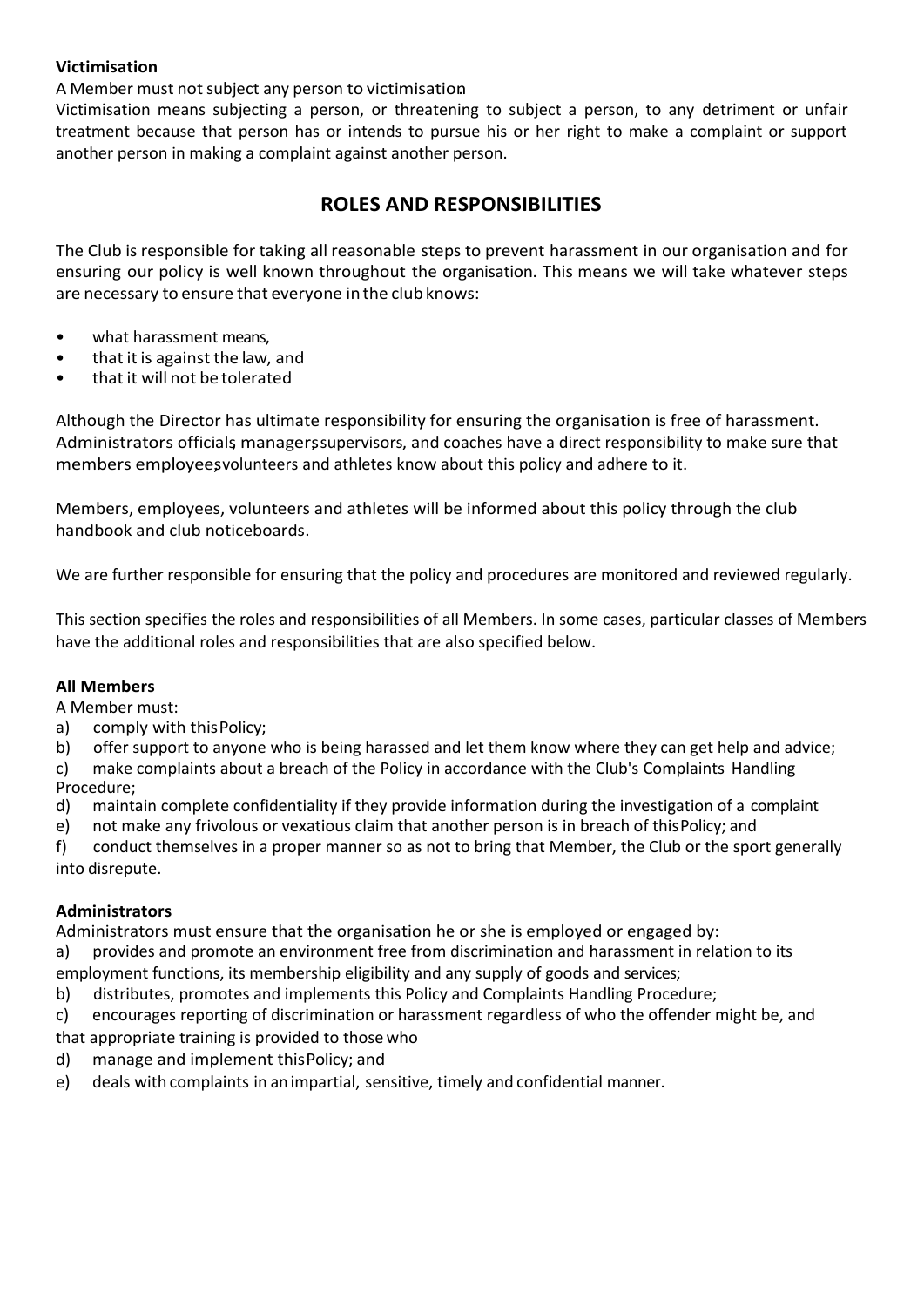**Victimisation**

A Member must not subject any person to victimisation.

Victimisation means subjecting a person, or threatening to subject a person, to any detriment or unfair treatment because that person has or intends to pursue his or her right to make a complaint or support another person in making a complaint against another person.

## ROLES AND RESPONSIBILITIES

The Club is responsible for taking all reasonable steps to prevent harassment in our organisation and for ensuring our policy is well known throughout the organisation. This means we will take whatever steps are necessary to ensure that everyone in the club knows:

- what harassment means,
- that it is against the law, and
- that it will not be tolerated

Although the Director has ultimate responsibility for ensuring the organisation is free of harassment. Administrators officials, managers, supervisors, and coaches have a direct responsibility to make sure that members employees, volunteers and athletes know about this policy and adhere to it.

Members, employees, volunteers and athletes will be informed about this policy through the club handbook and club noticeboards.

We are further responsible for ensuring that the policy and procedures are monitored and reviewed regularly.

This section specifies the roles and responsibilities of all Members. In some cases, particular classes of Members have the additional roles and responsibilities that are also specified below.

**All Members**

A Member must:

a) comply with this Policy;
b) offer support to anyone who is being harassed and let them know where they can get help and advice;
c) make complaints about a breach of the Policy in accordance with the Club's Complaints Handling Procedure;
d) maintain complete confidentiality if they provide information during the investigation of a complaint
e) not make any frivolous or vexatious claim that another person is in breach of this Policy; and
f) conduct themselves in a proper manner so as not to bring that Member, the Club or the sport generally into disrepute.

**Administrators**

Administrators must ensure that the organisation he or she is employed or engaged by:

a) provides and promote an environment free from discrimination and harassment in relation to its employment functions, its membership eligibility and any supply of goods and services;
b) distributes, promotes and implements this Policy and Complaints Handling Procedure;
c) encourages reporting of discrimination or harassment regardless of who the offender might be, and that appropriate training is provided to those who
d) manage and implement this Policy; and
e) deals with complaints in an impartial, sensitive, timely and confidential manner.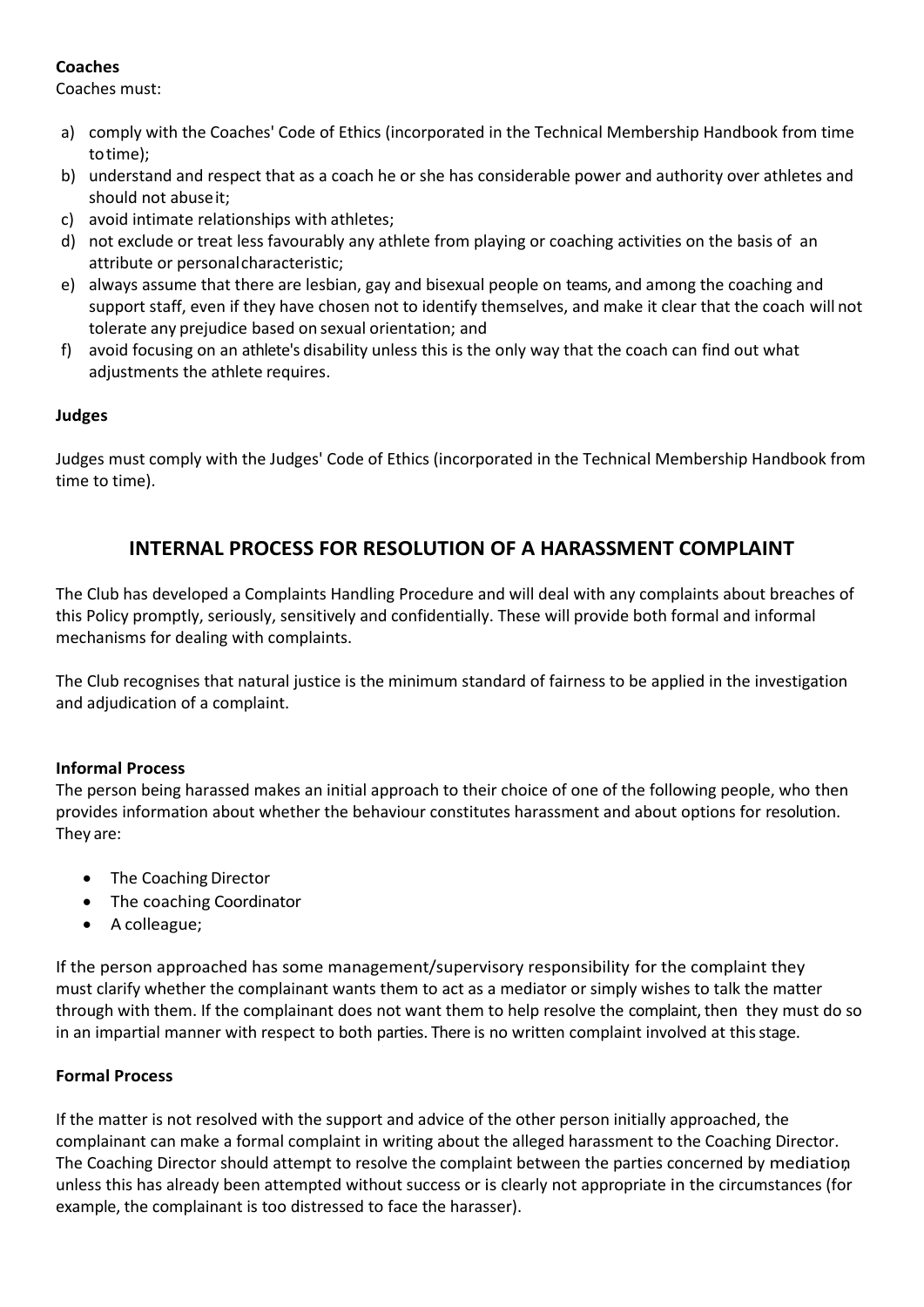**Coaches**

Coaches must:

a) comply with the Coaches' Code of Ethics (incorporated in the Technical Membership Handbook from time to time);
b) understand and respect that as a coach he or she has considerable power and authority over athletes and should not abuse it;
c) avoid intimate relationships with athletes;
d) not exclude or treat less favourably any athlete from playing or coaching activities on the basis of an attribute or personal characteristic;
e) always assume that there are lesbian, gay and bisexual people on teams, and among the coaching and support staff, even if they have chosen not to identify themselves, and make it clear that the coach will not tolerate any prejudice based on sexual orientation; and
f) avoid focusing on an athlete's disability unless this is the only way that the coach can find out what adjustments the athlete requires.

**Judges**

Judges must comply with the Judges' Code of Ethics (incorporated in the Technical Membership Handbook from time to time).

## INTERNAL PROCESS FOR RESOLUTION OF A HARASSMENT COMPLAINT

The Club has developed a Complaints Handling Procedure and will deal with any complaints about breaches of this Policy promptly, seriously, sensitively and confidentially. These will provide both formal and informal mechanisms for dealing with complaints.

The Club recognises that natural justice is the minimum standard of fairness to be applied in the investigation and adjudication of a complaint.

**Informal Process**

The person being harassed makes an initial approach to their choice of one of the following people, who then provides information about whether the behaviour constitutes harassment and about options for resolution. They are:

- The Coaching Director
- The coaching Coordinator
- A colleague;

If the person approached has some management/supervisory responsibility for the complaint they must clarify whether the complainant wants them to act as a mediator or simply wishes to talk the matter through with them. If the complainant does not want them to help resolve the complaint, then they must do so in an impartial manner with respect to both parties. There is no written complaint involved at this stage.

**Formal Process**

If the matter is not resolved with the support and advice of the other person initially approached, the complainant can make a formal complaint in writing about the alleged harassment to the Coaching Director. The Coaching Director should attempt to resolve the complaint between the parties concerned by mediation, unless this has already been attempted without success or is clearly not appropriate in the circumstances (for example, the complainant is too distressed to face the harasser).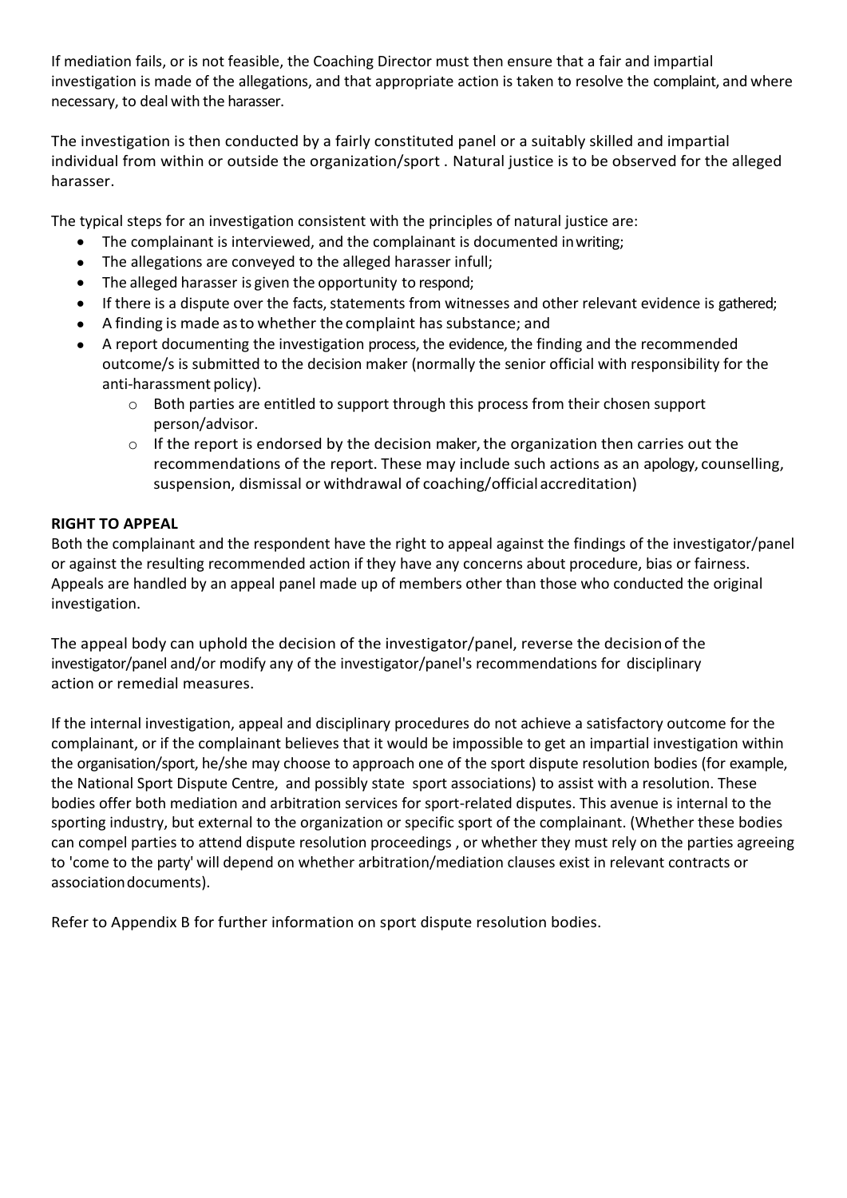If mediation fails, or is not feasible, the Coaching Director must then ensure that a fair and impartial investigation is made of the allegations, and that appropriate action is taken to resolve the complaint, and where necessary, to deal with the harasser.

The investigation is then conducted by a fairly constituted panel or a suitably skilled and impartial individual from within or outside the organization/sport . Natural justice is to be observed for the alleged harasser.

The typical steps for an investigation consistent with the principles of natural justice are:

- The complainant is interviewed, and the complainant is documented in writing;
- The allegations are conveyed to the alleged harasser in full;
- The alleged harasser is given the opportunity to respond;
- If there is a dispute over the facts, statements from witnesses and other relevant evidence is gathered;
- A finding is made as to whether the complaint has substance; and
- A report documenting the investigation process, the evidence, the finding and the recommended outcome/s is submitted to the decision maker (normally the senior official with responsibility for the anti-harassment policy).
    - Both parties are entitled to support through this process from their chosen support person/advisor.
    - If the report is endorsed by the decision maker, the organization then carries out the recommendations of the report. These may include such actions as an apology, counselling, suspension, dismissal or withdrawal of coaching/official accreditation)

**RIGHT TO APPEAL**

Both the complainant and the respondent have the right to appeal against the findings of the investigator/panel or against the resulting recommended action if they have any concerns about procedure, bias or fairness. Appeals are handled by an appeal panel made up of members other than those who conducted the original investigation.

The appeal body can uphold the decision of the investigator/panel, reverse the decision of the investigator/panel and/or modify any of the investigator/panel's recommendations for disciplinary action or remedial measures.

If the internal investigation, appeal and disciplinary procedures do not achieve a satisfactory outcome for the complainant, or if the complainant believes that it would be impossible to get an impartial investigation within the organisation/sport, he/she may choose to approach one of the sport dispute resolution bodies (for example, the National Sport Dispute Centre, and possibly state sport associations) to assist with a resolution. These bodies offer both mediation and arbitration services for sport-related disputes. This avenue is internal to the sporting industry, but external to the organization or specific sport of the complainant. (Whether these bodies can compel parties to attend dispute resolution proceedings , or whether they must rely on the parties agreeing to 'come to the party' will depend on whether arbitration/mediation clauses exist in relevant contracts or association documents).

Refer to Appendix B for further information on sport dispute resolution bodies.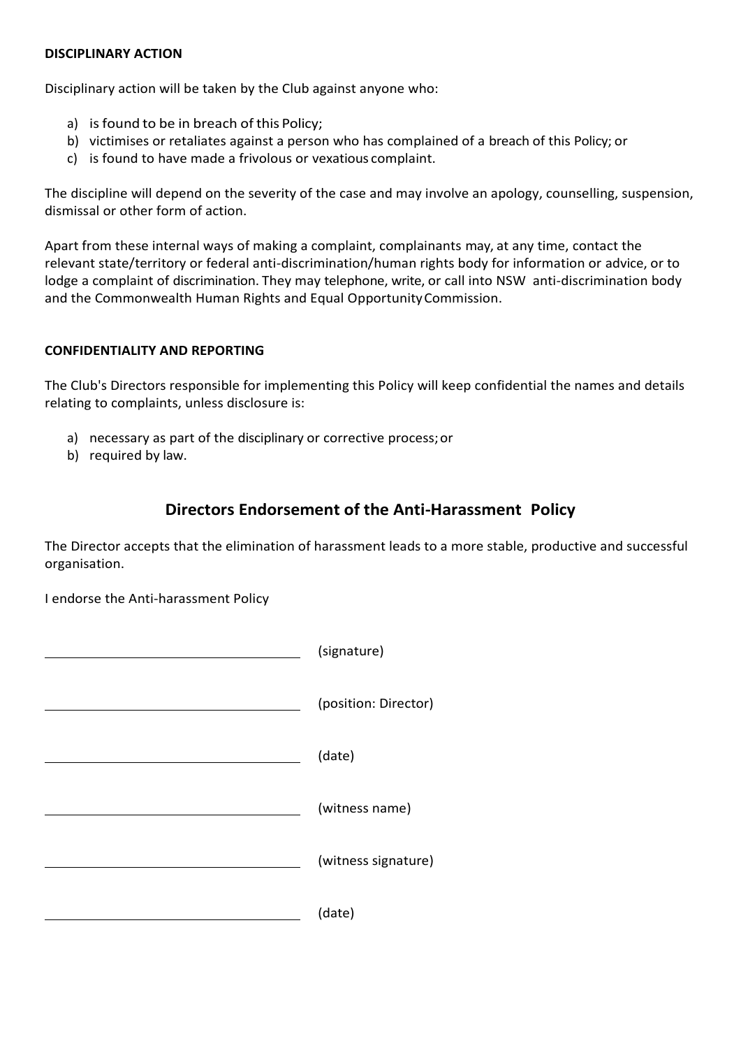**DISCIPLINARY ACTION**

Disciplinary action will be taken by the Club against anyone who:

a) is found to be in breach of this Policy;
b) victimises or retaliates against a person who has complained of a breach of this Policy; or
c) is found to have made a frivolous or vexatious complaint.

The discipline will depend on the severity of the case and may involve an apology, counselling, suspension, dismissal or other form of action.

Apart from these internal ways of making a complaint, complainants may, at any time, contact the relevant state/territory or federal anti-discrimination/human rights body for information or advice, or to lodge a complaint of discrimination. They may telephone, write, or call into NSW anti-discrimination body and the Commonwealth Human Rights and Equal Opportunity Commission.

**CONFIDENTIALITY AND REPORTING**

The Club's Directors responsible for implementing this Policy will keep confidential the names and details relating to complaints, unless disclosure is:

a) necessary as part of the disciplinary or corrective process; or
b) required by law.

## Directors Endorsement of the Anti-Harassment Policy

The Director accepts that the elimination of harassment leads to a more stable, productive and successful organisation.

I endorse the Anti-harassment Policy

\_\_\_\_\_\_\_\_\_\_\_\_\_\_\_\_\_\_\_\_\_\_\_\_\_\_\_\_\_\_ (signature)

\_\_\_\_\_\_\_\_\_\_\_\_\_\_\_\_\_\_\_\_\_\_\_\_\_\_\_\_\_\_ (position: Director)

\_\_\_\_\_\_\_\_\_\_\_\_\_\_\_\_\_\_\_\_\_\_\_\_\_\_\_\_\_\_ (date)

\_\_\_\_\_\_\_\_\_\_\_\_\_\_\_\_\_\_\_\_\_\_\_\_\_\_\_\_\_\_ (witness name)

\_\_\_\_\_\_\_\_\_\_\_\_\_\_\_\_\_\_\_\_\_\_\_\_\_\_\_\_\_\_ (witness signature)

\_\_\_\_\_\_\_\_\_\_\_\_\_\_\_\_\_\_\_\_\_\_\_\_\_\_\_\_\_\_ (date)